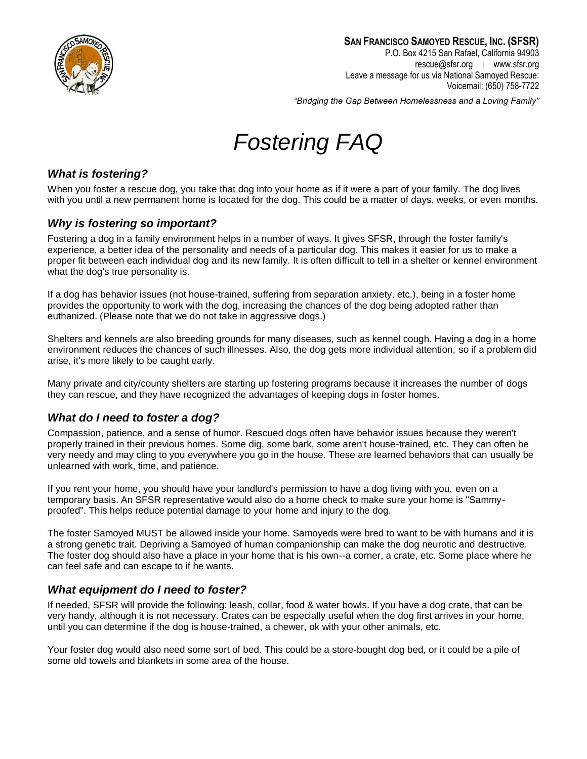**San Francisco Samoyed Rescue, Inc. (SFSR)**
P.O. Box 4215 San Rafael, California 94903
rescue@sfsr.org | www.sfsr.org
Leave a message for us via National Samoyed Rescue:
Voicemail: (650) 758-7722

*"Bridging the Gap Between Homelessness and a Loving Family"*

# *Fostering FAQ*

### *What is fostering?*

When you foster a rescue dog, you take that dog into your home as if it were a part of your family. The dog lives with you until a new permanent home is located for the dog. This could be a matter of days, weeks, or even months.

### *Why is fostering so important?*

Fostering a dog in a family environment helps in a number of ways. It gives SFSR, through the foster family's experience, a better idea of the personality and needs of a particular dog. This makes it easier for us to make a proper fit between each individual dog and its new family. It is often difficult to tell in a shelter or kennel environment what the dog's true personality is.

If a dog has behavior issues (not house-trained, suffering from separation anxiety, etc.), being in a foster home provides the opportunity to work with the dog, increasing the chances of the dog being adopted rather than euthanized. (Please note that we do not take in aggressive dogs.)

Shelters and kennels are also breeding grounds for many diseases, such as kennel cough. Having a dog in a home environment reduces the chances of such illnesses. Also, the dog gets more individual attention, so if a problem did arise, it's more likely to be caught early.

Many private and city/county shelters are starting up fostering programs because it increases the number of dogs they can rescue, and they have recognized the advantages of keeping dogs in foster homes.

### *What do I need to foster a dog?*

Compassion, patience, and a sense of humor. Rescued dogs often have behavior issues because they weren't properly trained in their previous homes. Some dig, some bark, some aren't house-trained, etc. They can often be very needy and may cling to you everywhere you go in the house. These are learned behaviors that can usually be unlearned with work, time, and patience.

If you rent your home, you should have your landlord's permission to have a dog living with you, even on a temporary basis. An SFSR representative would also do a home check to make sure your home is "Sammy-proofed". This helps reduce potential damage to your home and injury to the dog.

The foster Samoyed MUST be allowed inside your home. Samoyeds were bred to want to be with humans and it is a strong genetic trait. Depriving a Samoyed of human companionship can make the dog neurotic and destructive. The foster dog should also have a place in your home that is his own--a corner, a crate, etc. Some place where he can feel safe and can escape to if he wants.

### *What equipment do I need to foster?*

If needed, SFSR will provide the following: leash, collar, food & water bowls. If you have a dog crate, that can be very handy, although it is not necessary. Crates can be especially useful when the dog first arrives in your home, until you can determine if the dog is house-trained, a chewer, ok with your other animals, etc.

Your foster dog would also need some sort of bed. This could be a store-bought dog bed, or it could be a pile of some old towels and blankets in some area of the house.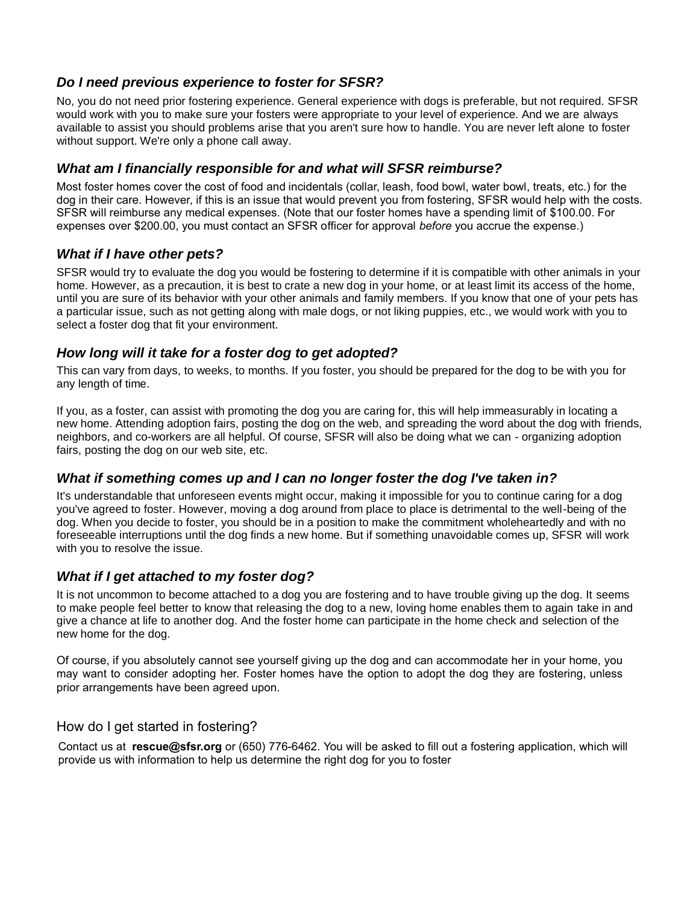### *Do I need previous experience to foster for SFSR?*

No, you do not need prior fostering experience. General experience with dogs is preferable, but not required. SFSR would work with you to make sure your fosters were appropriate to your level of experience. And we are always available to assist you should problems arise that you aren't sure how to handle. You are never left alone to foster without support. We're only a phone call away.

### *What am I financially responsible for and what will SFSR reimburse?*

Most foster homes cover the cost of food and incidentals (collar, leash, food bowl, water bowl, treats, etc.) for the dog in their care. However, if this is an issue that would prevent you from fostering, SFSR would help with the costs. SFSR will reimburse any medical expenses. (Note that our foster homes have a spending limit of $100.00. For expenses over $200.00, you must contact an SFSR officer for approval *before* you accrue the expense.)

### *What if I have other pets?*

SFSR would try to evaluate the dog you would be fostering to determine if it is compatible with other animals in your home. However, as a precaution, it is best to crate a new dog in your home, or at least limit its access of the home, until you are sure of its behavior with your other animals and family members. If you know that one of your pets has a particular issue, such as not getting along with male dogs, or not liking puppies, etc., we would work with you to select a foster dog that fit your environment.

### *How long will it take for a foster dog to get adopted?*

This can vary from days, to weeks, to months. If you foster, you should be prepared for the dog to be with you for any length of time.

If you, as a foster, can assist with promoting the dog you are caring for, this will help immeasurably in locating a new home. Attending adoption fairs, posting the dog on the web, and spreading the word about the dog with friends, neighbors, and co-workers are all helpful. Of course, SFSR will also be doing what we can - organizing adoption fairs, posting the dog on our web site, etc.

### *What if something comes up and I can no longer foster the dog I've taken in?*

It's understandable that unforeseen events might occur, making it impossible for you to continue caring for a dog you've agreed to foster. However, moving a dog around from place to place is detrimental to the well-being of the dog. When you decide to foster, you should be in a position to make the commitment wholeheartedly and with no foreseeable interruptions until the dog finds a new home. But if something unavoidable comes up, SFSR will work with you to resolve the issue.

### *What if I get attached to my foster dog?*

It is not uncommon to become attached to a dog you are fostering and to have trouble giving up the dog. It seems to make people feel better to know that releasing the dog to a new, loving home enables them to again take in and give a chance at life to another dog. And the foster home can participate in the home check and selection of the new home for the dog.

Of course, if you absolutely cannot see yourself giving up the dog and can accommodate her in your home, you may want to consider adopting her. Foster homes have the option to adopt the dog they are fostering, unless prior arrangements have been agreed upon.

### How do I get started in fostering?

Contact us at **rescue@sfsr.org** or (650) 776-6462. You will be asked to fill out a fostering application, which will provide us with information to help us determine the right dog for you to foster